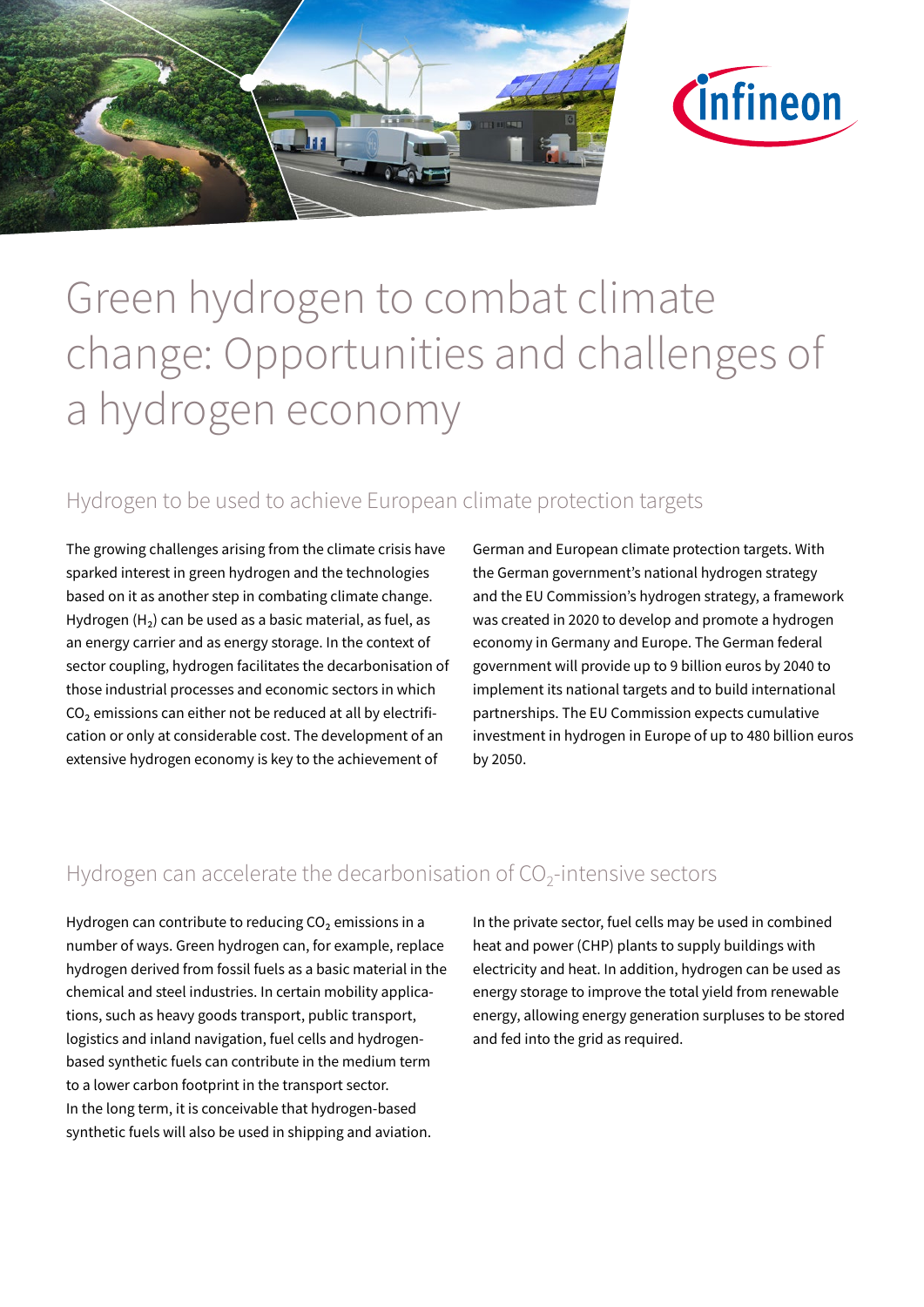# Green hydrogen to combat climate change: Opportunities and challenges of a hydrogen economy

## Hydrogen to be used to achieve European climate protection targets

The growing challenges arising from the climate crisis have sparked interest in green hydrogen and the technologies based on it as another step in combating climate change. Hydrogen ($H_2$) can be used as a basic material, as fuel, as an energy carrier and as energy storage. In the context of sector coupling, hydrogen facilitates the decarbonisation of those industrial processes and economic sectors in which $CO_2$ emissions can either not be reduced at all by electrification or only at considerable cost. The development of an extensive hydrogen economy is key to the achievement of German and European climate protection targets. With the German government's national hydrogen strategy and the EU Commission's hydrogen strategy, a framework was created in 2020 to develop and promote a hydrogen economy in Germany and Europe. The German federal government will provide up to 9 billion euros by 2040 to implement its national targets and to build international partnerships. The EU Commission expects cumulative investment in hydrogen in Europe of up to 480 billion euros by 2050.

## Hydrogen can accelerate the decarbonisation of $CO_2$-intensive sectors

Hydrogen can contribute to reducing $CO_2$ emissions in a number of ways. Green hydrogen can, for example, replace hydrogen derived from fossil fuels as a basic material in the chemical and steel industries. In certain mobility applications, such as heavy goods transport, public transport, logistics and inland navigation, fuel cells and hydrogen-based synthetic fuels can contribute in the medium term to a lower carbon footprint in the transport sector.
In the long term, it is conceivable that hydrogen-based synthetic fuels will also be used in shipping and aviation.

In the private sector, fuel cells may be used in combined heat and power (CHP) plants to supply buildings with electricity and heat. In addition, hydrogen can be used as energy storage to improve the total yield from renewable energy, allowing energy generation surpluses to be stored and fed into the grid as required.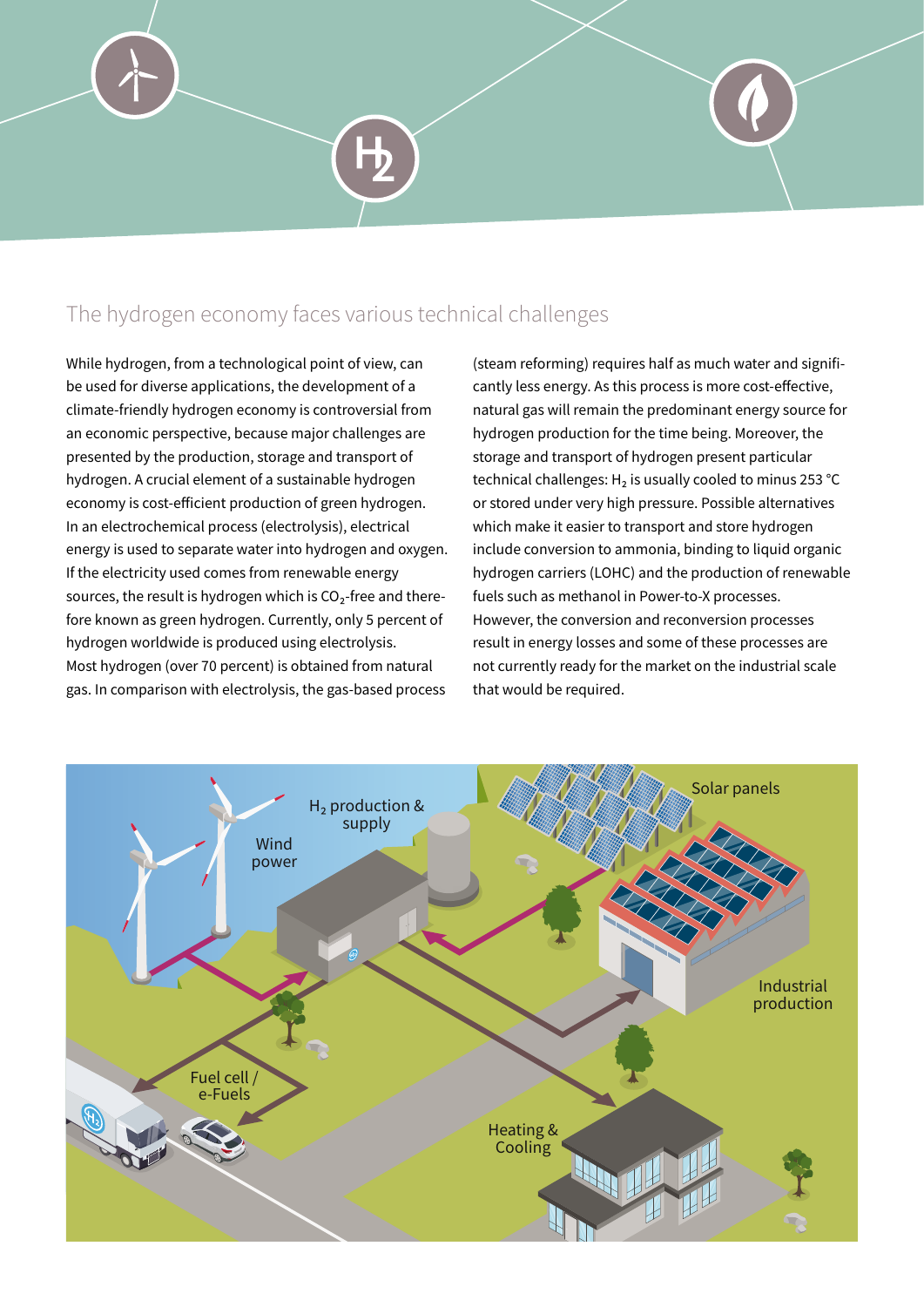## The hydrogen economy faces various technical challenges

While hydrogen, from a technological point of view, can be used for diverse applications, the development of a climate-friendly hydrogen economy is controversial from an economic perspective, because major challenges are presented by the production, storage and transport of hydrogen. A crucial element of a sustainable hydrogen economy is cost-efficient production of green hydrogen. In an electrochemical process (electrolysis), electrical energy is used to separate water into hydrogen and oxygen. If the electricity used comes from renewable energy sources, the result is hydrogen which is $CO_2$-free and therefore known as green hydrogen. Currently, only 5 percent of hydrogen worldwide is produced using electrolysis. Most hydrogen (over 70 percent) is obtained from natural gas. In comparison with electrolysis, the gas-based process (steam reforming) requires half as much water and significantly less energy. As this process is more cost-effective, natural gas will remain the predominant energy source for hydrogen production for the time being. Moreover, the storage and transport of hydrogen present particular technical challenges: $H_2$ is usually cooled to minus 253 °C or stored under very high pressure. Possible alternatives which make it easier to transport and store hydrogen include conversion to ammonia, binding to liquid organic hydrogen carriers (LOHC) and the production of renewable fuels such as methanol in Power-to-X processes. However, the conversion and reconversion processes result in energy losses and some of these processes are not currently ready for the market on the industrial scale that would be required.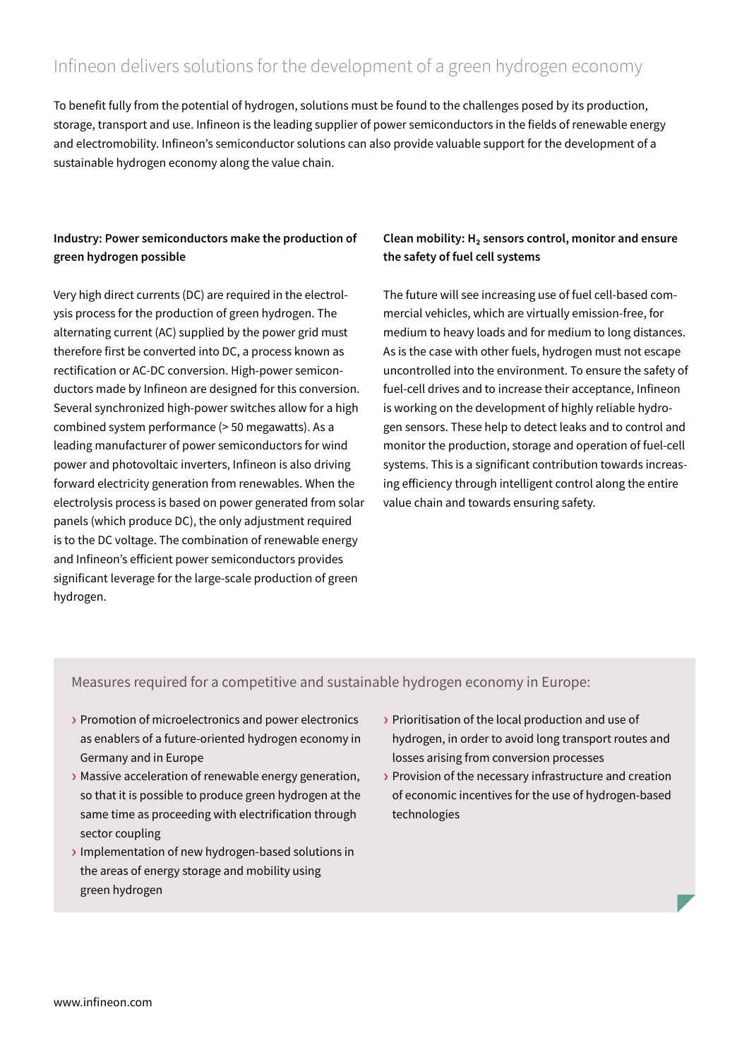## Infineon delivers solutions for the development of a green hydrogen economy

To benefit fully from the potential of hydrogen, solutions must be found to the challenges posed by its production, storage, transport and use. Infineon is the leading supplier of power semiconductors in the fields of renewable energy and electromobility. Infineon's semiconductor solutions can also provide valuable support for the development of a sustainable hydrogen economy along the value chain.

### Industry: Power semiconductors make the production of green hydrogen possible

Very high direct currents (DC) are required in the electrolysis process for the production of green hydrogen. The alternating current (AC) supplied by the power grid must therefore first be converted into DC, a process known as rectification or AC-DC conversion. High-power semiconductors made by Infineon are designed for this conversion. Several synchronized high-power switches allow for a high combined system performance (> 50 megawatts). As a leading manufacturer of power semiconductors for wind power and photovoltaic inverters, Infineon is also driving forward electricity generation from renewables. When the electrolysis process is based on power generated from solar panels (which produce DC), the only adjustment required is to the DC voltage. The combination of renewable energy and Infineon's efficient power semiconductors provides significant leverage for the large-scale production of green hydrogen.

### Clean mobility: $H_2$ sensors control, monitor and ensure the safety of fuel cell systems

The future will see increasing use of fuel cell-based commercial vehicles, which are virtually emission-free, for medium to heavy loads and for medium to long distances. As is the case with other fuels, hydrogen must not escape uncontrolled into the environment. To ensure the safety of fuel-cell drives and to increase their acceptance, Infineon is working on the development of highly reliable hydrogen sensors. These help to detect leaks and to control and monitor the production, storage and operation of fuel-cell systems. This is a significant contribution towards increasing efficiency through intelligent control along the entire value chain and towards ensuring safety.

### Measures required for a competitive and sustainable hydrogen economy in Europe:

- Promotion of microelectronics and power electronics as enablers of a future-oriented hydrogen economy in Germany and in Europe
- Massive acceleration of renewable energy generation, so that it is possible to produce green hydrogen at the same time as proceeding with electrification through sector coupling
- Implementation of new hydrogen-based solutions in the areas of energy storage and mobility using green hydrogen
- Prioritisation of the local production and use of hydrogen, in order to avoid long transport routes and losses arising from conversion processes
- Provision of the necessary infrastructure and creation of economic incentives for the use of hydrogen-based technologies

www.infineon.com